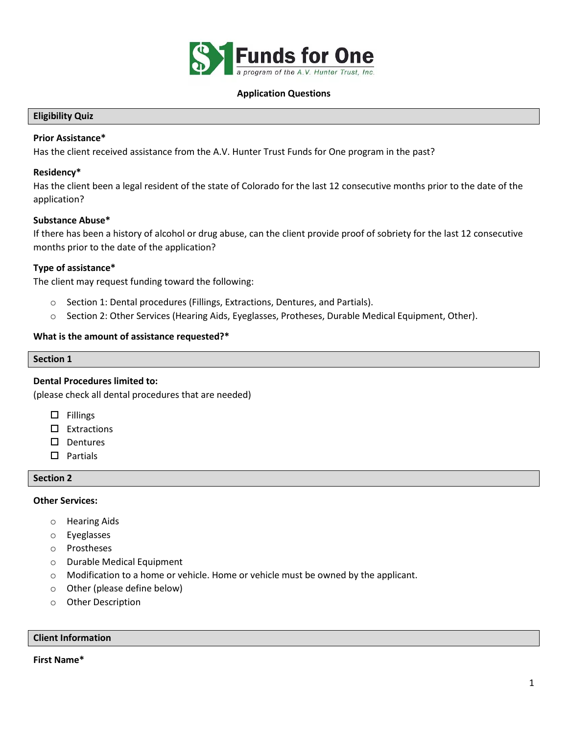**Funds for One**

*a program of the A.V. Hunter Trust, Inc.*

**Application Questions**

## Eligibility Quiz

**Prior Assistance***

Has the client received assistance from the A.V. Hunter Trust Funds for One program in the past?

**Residency***

Has the client been a legal resident of the state of Colorado for the last 12 consecutive months prior to the date of the application?

**Substance Abuse***

If there has been a history of alcohol or drug abuse, can the client provide proof of sobriety for the last 12 consecutive months prior to the date of the application?

**Type of assistance***

The client may request funding toward the following:

- Section 1: Dental procedures (Fillings, Extractions, Dentures, and Partials).
- Section 2: Other Services (Hearing Aids, Eyeglasses, Protheses, Durable Medical Equipment, Other).

**What is the amount of assistance requested?***

## Section 1

**Dental Procedures limited to:**

(please check all dental procedures that are needed)

- ☐ Fillings
- ☐ Extractions
- ☐ Dentures
- ☐ Partials

## Section 2

**Other Services:**

- Hearing Aids
- Eyeglasses
- Prostheses
- Durable Medical Equipment
- Modification to a home or vehicle. Home or vehicle must be owned by the applicant.
- Other (please define below)
- Other Description

## Client Information

**First Name***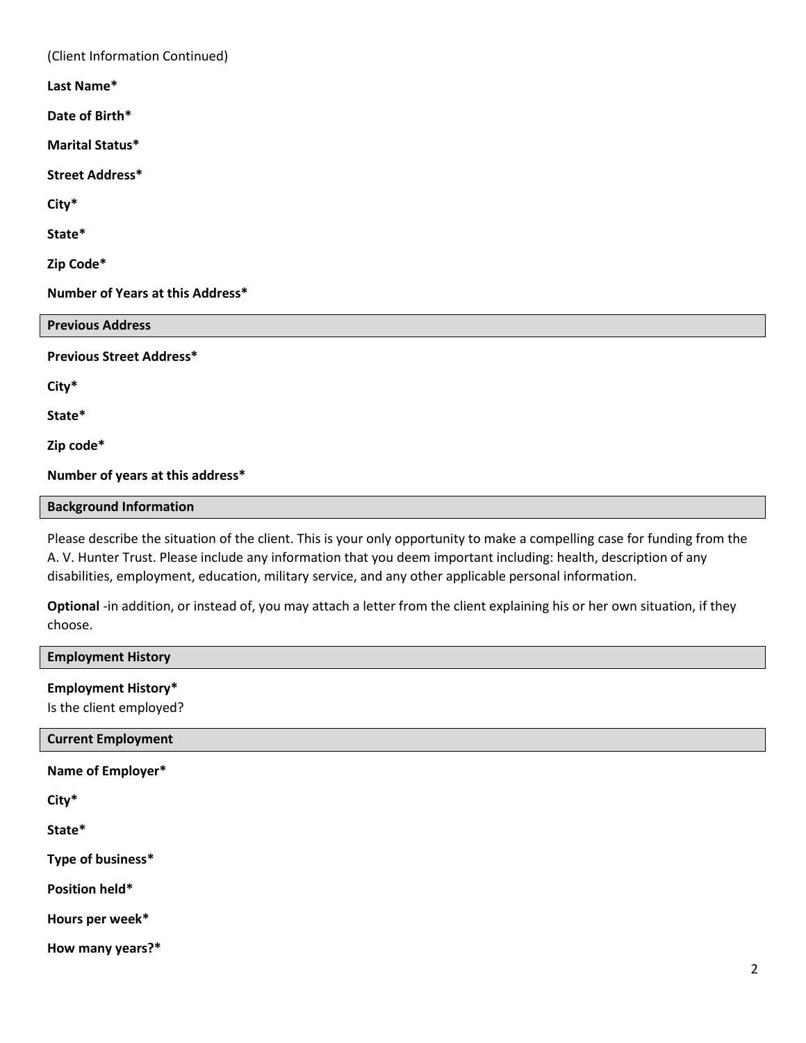(Client Information Continued)

**Last Name***

**Date of Birth***

**Marital Status***

**Street Address***

**City***

**State***

**Zip Code***

**Number of Years at this Address***

## Previous Address

**Previous Street Address***

**City***

**State***

**Zip code***

**Number of years at this address***

## Background Information

Please describe the situation of the client. This is your only opportunity to make a compelling case for funding from the A. V. Hunter Trust. Please include any information that you deem important including: health, description of any disabilities, employment, education, military service, and any other applicable personal information.

**Optional** -in addition, or instead of, you may attach a letter from the client explaining his or her own situation, if they choose.

## Employment History

**Employment History***
Is the client employed?

## Current Employment

**Name of Employer***

**City***

**State***

**Type of business***

**Position held***

**Hours per week***

**How many years?***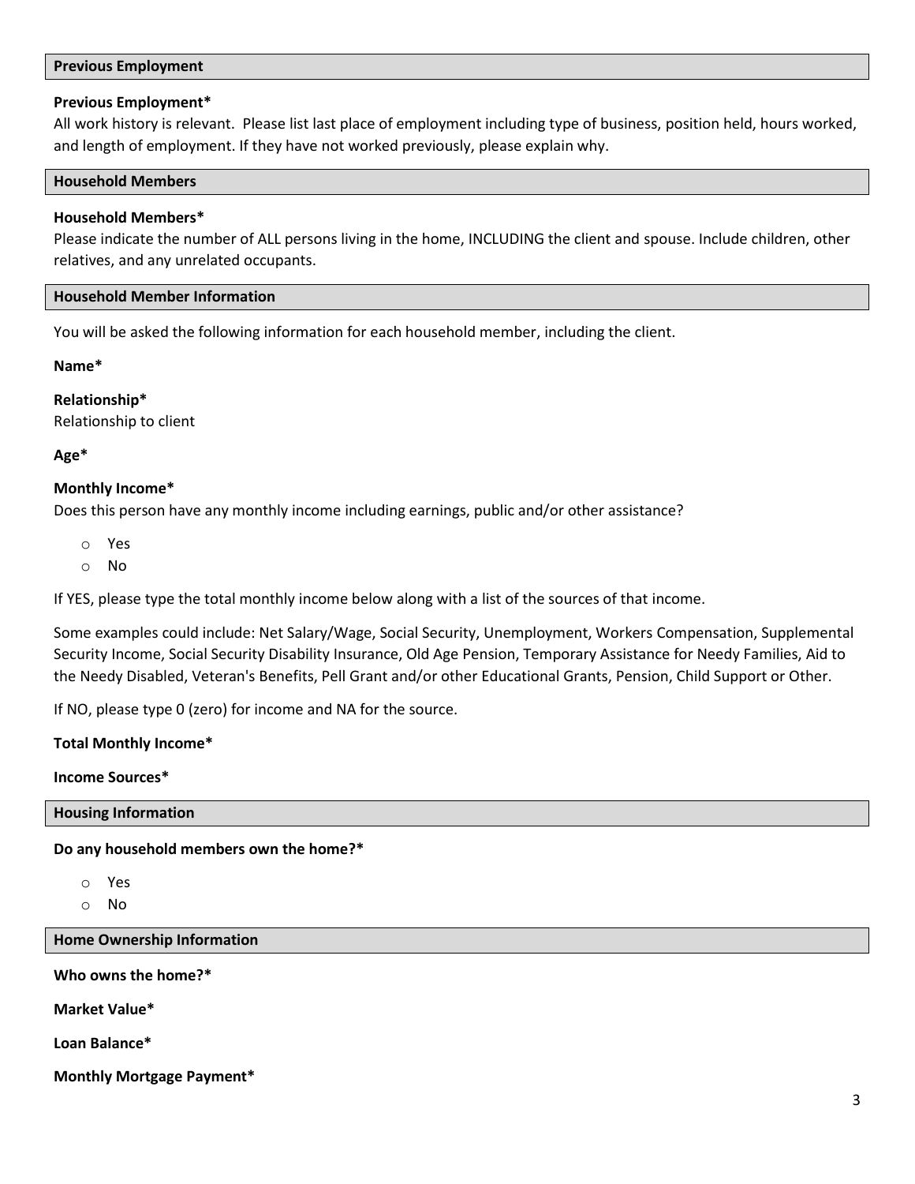## Previous Employment

**Previous Employment***

All work history is relevant. Please list last place of employment including type of business, position held, hours worked, and length of employment. If they have not worked previously, please explain why.

## Household Members

**Household Members***

Please indicate the number of ALL persons living in the home, INCLUDING the client and spouse. Include children, other relatives, and any unrelated occupants.

## Household Member Information

You will be asked the following information for each household member, including the client.

**Name***

**Relationship***

Relationship to client

**Age***

**Monthly Income***

Does this person have any monthly income including earnings, public and/or other assistance?

- Yes
- No

If YES, please type the total monthly income below along with a list of the sources of that income.

Some examples could include: Net Salary/Wage, Social Security, Unemployment, Workers Compensation, Supplemental Security Income, Social Security Disability Insurance, Old Age Pension, Temporary Assistance for Needy Families, Aid to the Needy Disabled, Veteran's Benefits, Pell Grant and/or other Educational Grants, Pension, Child Support or Other.

If NO, please type 0 (zero) for income and NA for the source.

**Total Monthly Income***

**Income Sources***

## Housing Information

**Do any household members own the home?***

- Yes
- No

## Home Ownership Information

**Who owns the home?***

**Market Value***

**Loan Balance***

**Monthly Mortgage Payment***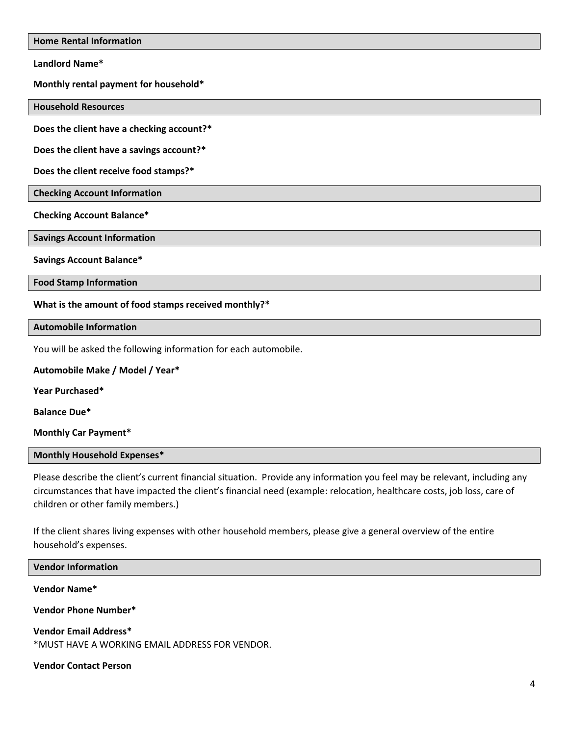## Home Rental Information

**Landlord Name***

**Monthly rental payment for household***

## Household Resources

**Does the client have a checking account?***

**Does the client have a savings account?***

**Does the client receive food stamps?***

## Checking Account Information

**Checking Account Balance***

## Savings Account Information

**Savings Account Balance***

## Food Stamp Information

**What is the amount of food stamps received monthly?***

## Automobile Information

You will be asked the following information for each automobile.

**Automobile Make / Model / Year***

**Year Purchased***

**Balance Due***

**Monthly Car Payment***

## Monthly Household Expenses*

Please describe the client's current financial situation. Provide any information you feel may be relevant, including any circumstances that have impacted the client's financial need (example: relocation, healthcare costs, job loss, care of children or other family members.)

If the client shares living expenses with other household members, please give a general overview of the entire household's expenses.

## Vendor Information

**Vendor Name***

**Vendor Phone Number***

**Vendor Email Address***
*MUST HAVE A WORKING EMAIL ADDRESS FOR VENDOR.

**Vendor Contact Person**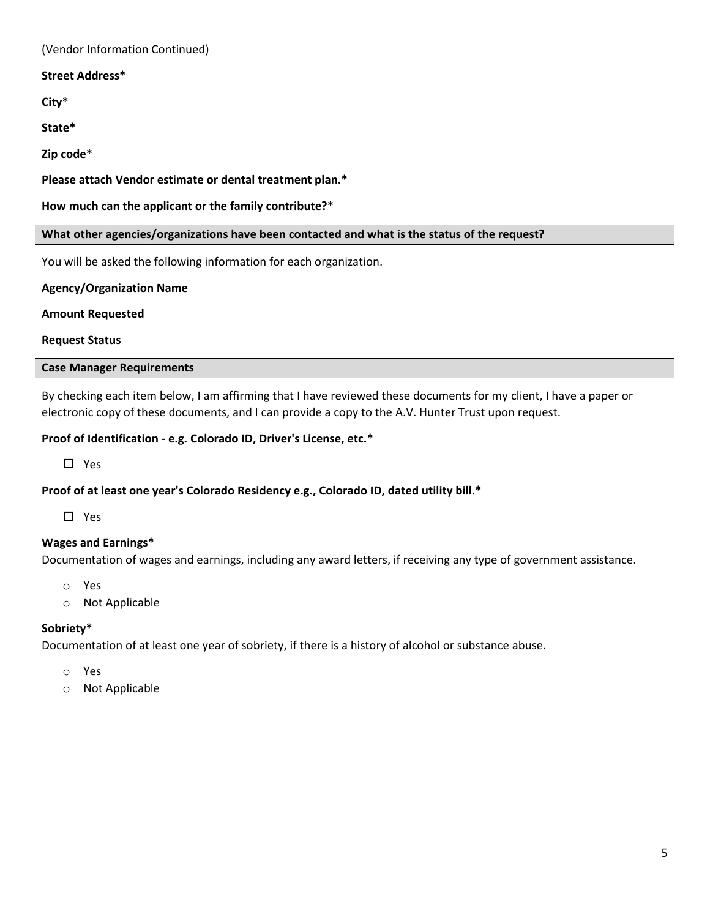(Vendor Information Continued)

**Street Address***

**City***

**State***

**Zip code***

**Please attach Vendor estimate or dental treatment plan.***

**How much can the applicant or the family contribute?***

## What other agencies/organizations have been contacted and what is the status of the request?

You will be asked the following information for each organization.

**Agency/Organization Name**

**Amount Requested**

**Request Status**

## Case Manager Requirements

By checking each item below, I am affirming that I have reviewed these documents for my client, I have a paper or electronic copy of these documents, and I can provide a copy to the A.V. Hunter Trust upon request.

**Proof of Identification - e.g. Colorado ID, Driver's License, etc.***

- ☐ Yes

**Proof of at least one year's Colorado Residency e.g., Colorado ID, dated utility bill.***

- ☐ Yes

**Wages and Earnings***
Documentation of wages and earnings, including any award letters, if receiving any type of government assistance.

- ○ Yes
- ○ Not Applicable

**Sobriety***
Documentation of at least one year of sobriety, if there is a history of alcohol or substance abuse.

- ○ Yes
- ○ Not Applicable